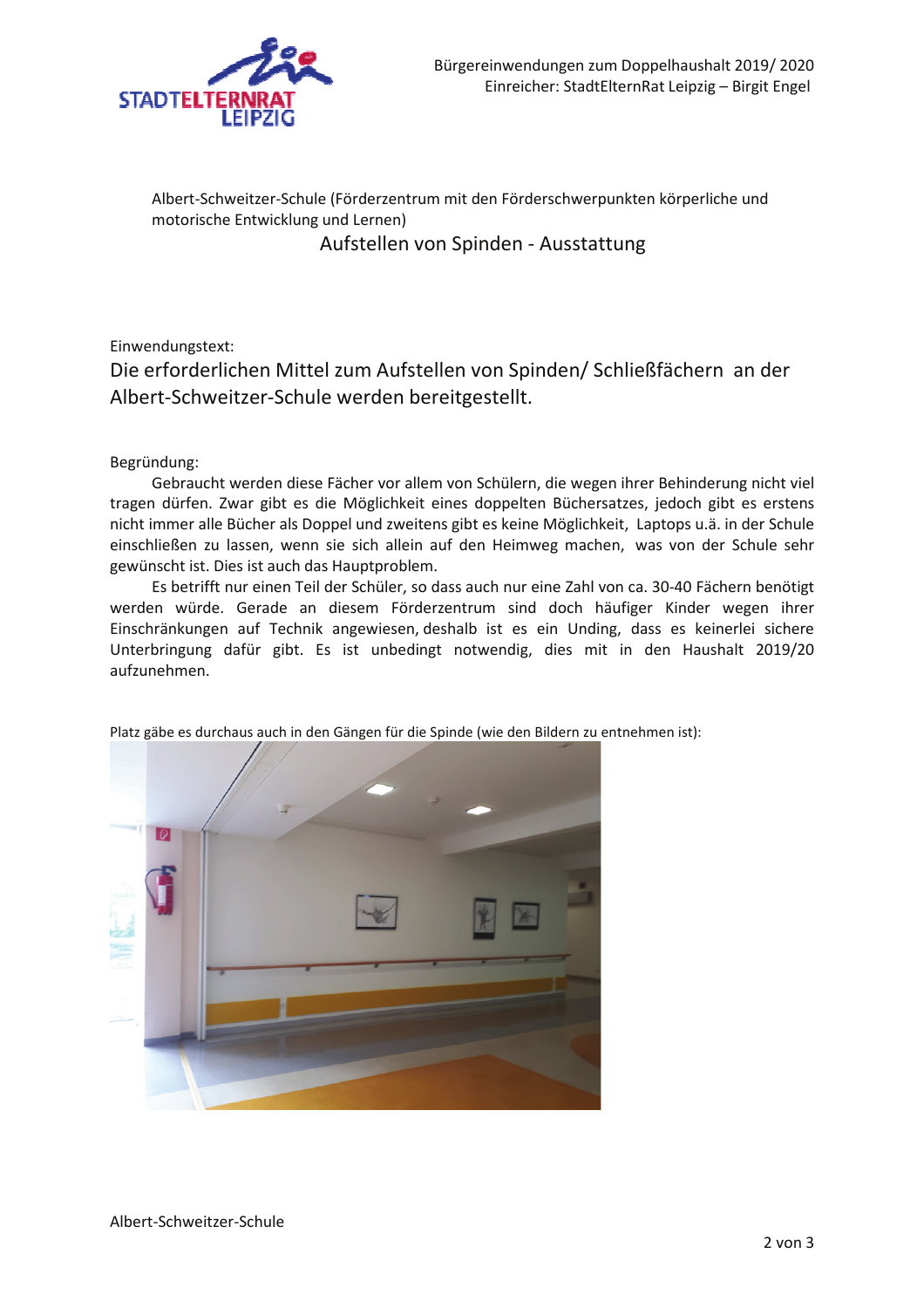Bürgereinwendungen zum Doppelhaushalt 2019/ 2020
Einreicher: StadtElternRat Leipzig – Birgit Engel

Albert-Schweitzer-Schule (Förderzentrum mit den Förderschwerpunkten körperliche und motorische Entwicklung und Lernen)

## Aufstellen von Spinden - Ausstattung

Einwendungstext:

**Die erforderlichen Mittel zum Aufstellen von Spinden/ Schließfächern an der Albert-Schweitzer-Schule werden bereitgestellt.**

Begründung:

Gebraucht werden diese Fächer vor allem von Schülern, die wegen ihrer Behinderung nicht viel tragen dürfen. Zwar gibt es die Möglichkeit eines doppelten Büchersatzes, jedoch gibt es erstens nicht immer alle Bücher als Doppel und zweitens gibt es keine Möglichkeit, Laptops u.ä. in der Schule einschließen zu lassen, wenn sie sich allein auf den Heimweg machen, was von der Schule sehr gewünscht ist. Dies ist auch das Hauptproblem.

Es betrifft nur einen Teil der Schüler, so dass auch nur eine Zahl von ca. 30-40 Fächern benötigt werden würde. Gerade an diesem Förderzentrum sind doch häufiger Kinder wegen ihrer Einschränkungen auf Technik angewiesen, deshalb ist es ein Unding, dass es keinerlei sichere Unterbringung dafür gibt. Es ist unbedingt notwendig, dies mit in den Haushalt 2019/20 aufzunehmen.

Platz gäbe es durchaus auch in den Gängen für die Spinde (wie den Bildern zu entnehmen ist):

Albert-Schweitzer-Schule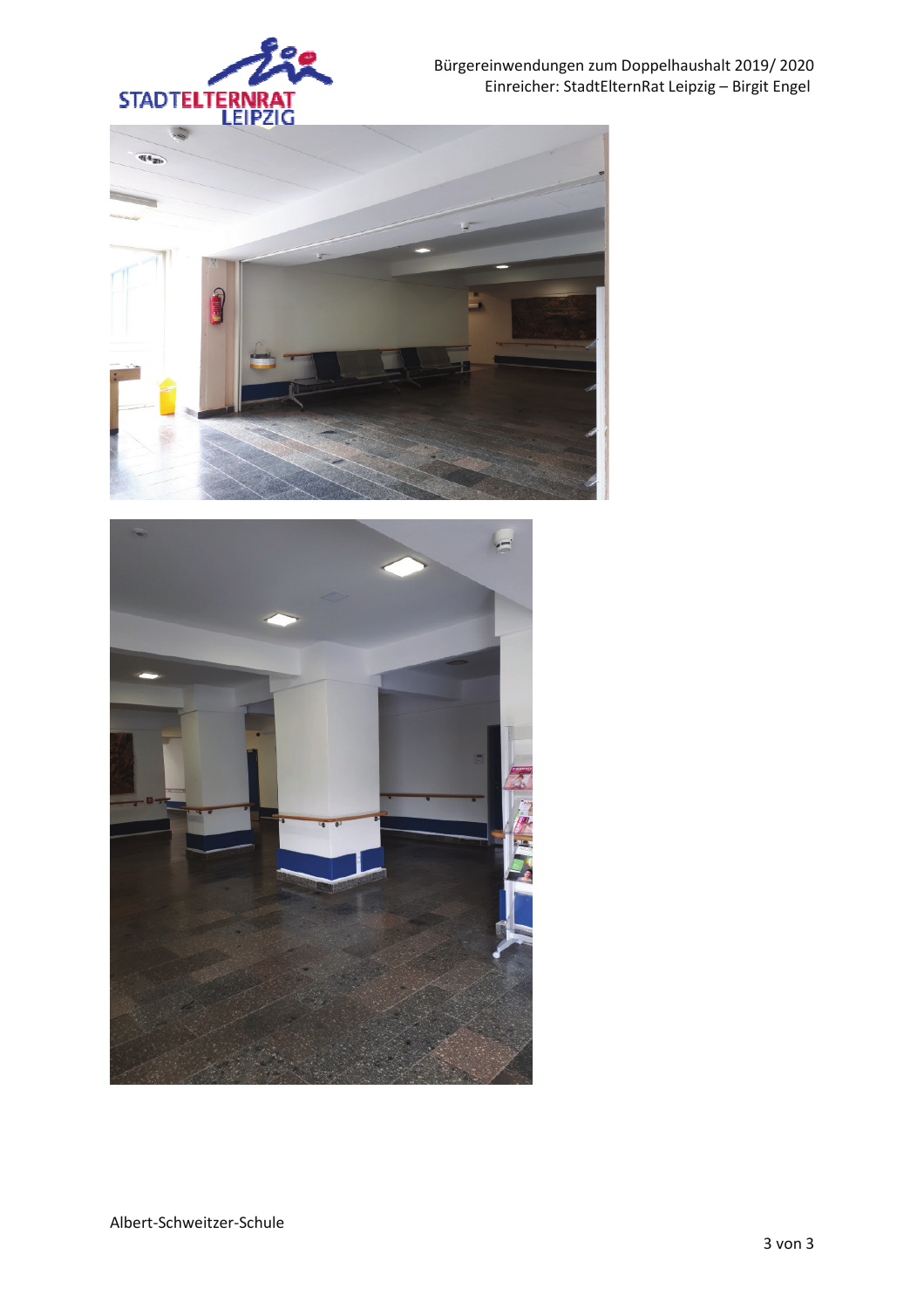Albert-Schweitzer-Schule